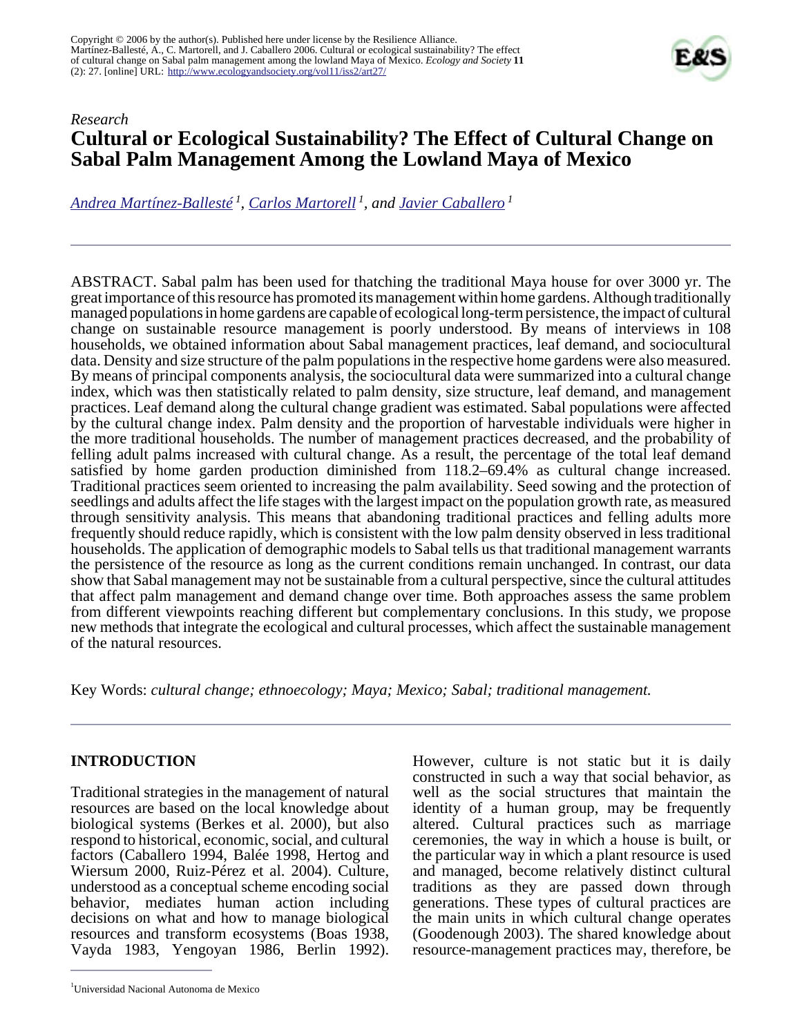Copyright © 2006 by the author(s). Published here under license by the Resilience Alliance.
Martínez-Ballesté, A., C. Martorell, and J. Caballero 2006. Cultural or ecological sustainability? The effect of cultural change on Sabal palm management among the lowland Maya of Mexico. *Ecology and Society* **11** (2): 27. [online] URL: http://www.ecologyandsociety.org/vol11/iss2/art27/

*Research*

# Cultural or Ecological Sustainability? The Effect of Cultural Change on Sabal Palm Management Among the Lowland Maya of Mexico

*Andrea Martínez-Ballesté [1], Carlos Martorell [1], and Javier Caballero [1]*

ABSTRACT. Sabal palm has been used for thatching the traditional Maya house for over 3000 yr. The great importance of this resource has promoted its management within home gardens. Although traditionally managed populations in home gardens are capable of ecological long-term persistence, the impact of cultural change on sustainable resource management is poorly understood. By means of interviews in 108 households, we obtained information about Sabal management practices, leaf demand, and sociocultural data. Density and size structure of the palm populations in the respective home gardens were also measured. By means of principal components analysis, the sociocultural data were summarized into a cultural change index, which was then statistically related to palm density, size structure, leaf demand, and management practices. Leaf demand along the cultural change gradient was estimated. Sabal populations were affected by the cultural change index. Palm density and the proportion of harvestable individuals were higher in the more traditional households. The number of management practices decreased, and the probability of felling adult palms increased with cultural change. As a result, the percentage of the total leaf demand satisfied by home garden production diminished from 118.2–69.4% as cultural change increased. Traditional practices seem oriented to increasing the palm availability. Seed sowing and the protection of seedlings and adults affect the life stages with the largest impact on the population growth rate, as measured through sensitivity analysis. This means that abandoning traditional practices and felling adults more frequently should reduce rapidly, which is consistent with the low palm density observed in less traditional households. The application of demographic models to Sabal tells us that traditional management warrants the persistence of the resource as long as the current conditions remain unchanged. In contrast, our data show that Sabal management may not be sustainable from a cultural perspective, since the cultural attitudes that affect palm management and demand change over time. Both approaches assess the same problem from different viewpoints reaching different but complementary conclusions. In this study, we propose new methods that integrate the ecological and cultural processes, which affect the sustainable management of the natural resources.

Key Words: *cultural change; ethnoecology; Maya; Mexico; Sabal; traditional management.*

## INTRODUCTION

Traditional strategies in the management of natural resources are based on the local knowledge about biological systems (Berkes et al. 2000), but also respond to historical, economic, social, and cultural factors (Caballero 1994, Balée 1998, Hertog and Wiersum 2000, Ruiz-Pérez et al. 2004). Culture, understood as a conceptual scheme encoding social behavior, mediates human action including decisions on what and how to manage biological resources and transform ecosystems (Boas 1938, Vayda 1983, Yengoyan 1986, Berlin 1992). However, culture is not static but it is daily constructed in such a way that social behavior, as well as the social structures that maintain the identity of a human group, may be frequently altered. Cultural practices such as marriage ceremonies, the way in which a house is built, or the particular way in which a plant resource is used and managed, become relatively distinct cultural traditions as they are passed down through generations. These types of cultural practices are the main units in which cultural change operates (Goodenough 2003). The shared knowledge about resource-management practices may, therefore, be

[1] Universidad Nacional Autonoma de Mexico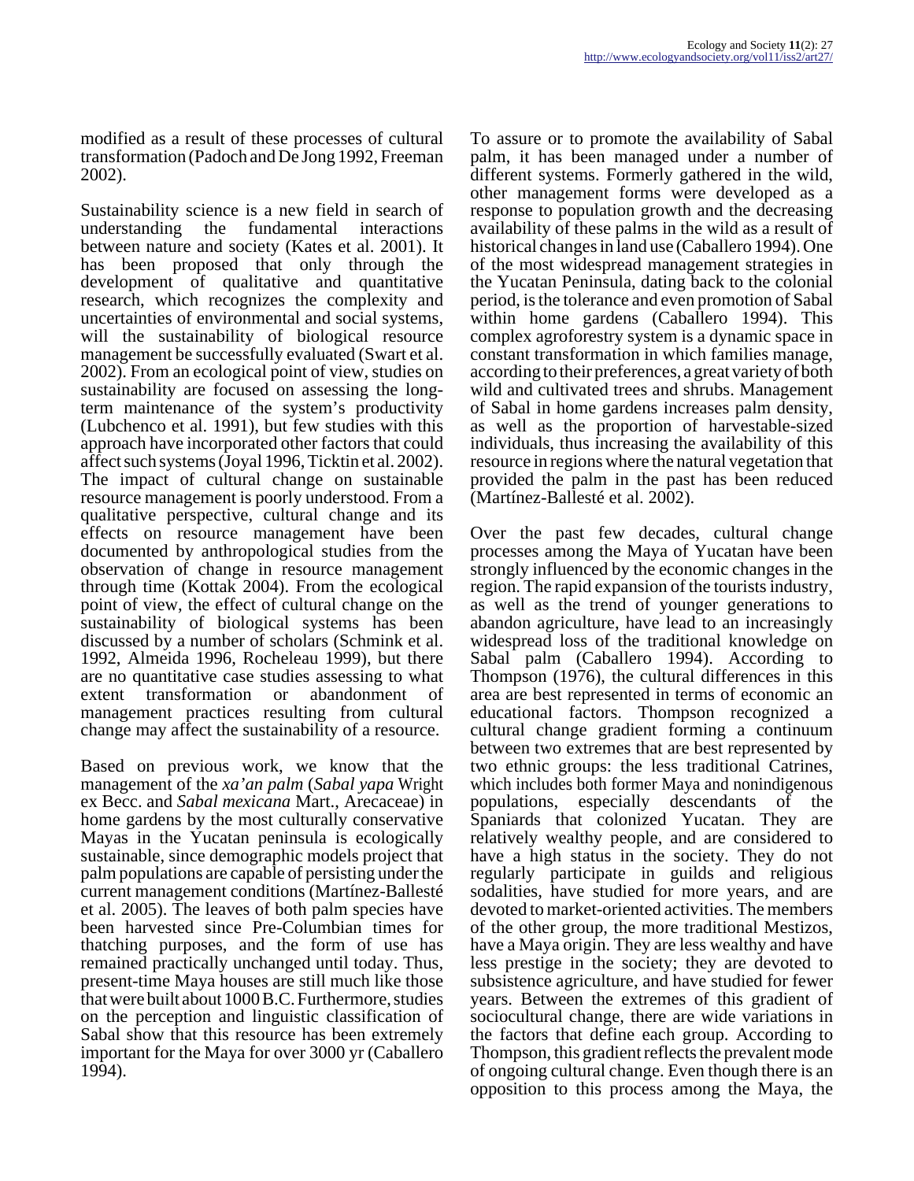modified as a result of these processes of cultural transformation (Padoch and De Jong 1992, Freeman 2002).

Sustainability science is a new field in search of understanding the fundamental interactions between nature and society (Kates et al. 2001). It has been proposed that only through the development of qualitative and quantitative research, which recognizes the complexity and uncertainties of environmental and social systems, will the sustainability of biological resource management be successfully evaluated (Swart et al. 2002). From an ecological point of view, studies on sustainability are focused on assessing the long-term maintenance of the system's productivity (Lubchenco et al. 1991), but few studies with this approach have incorporated other factors that could affect such systems (Joyal 1996, Ticktin et al. 2002). The impact of cultural change on sustainable resource management is poorly understood. From a qualitative perspective, cultural change and its effects on resource management have been documented by anthropological studies from the observation of change in resource management through time (Kottak 2004). From the ecological point of view, the effect of cultural change on the sustainability of biological systems has been discussed by a number of scholars (Schmink et al. 1992, Almeida 1996, Rocheleau 1999), but there are no quantitative case studies assessing to what extent transformation or abandonment of management practices resulting from cultural change may affect the sustainability of a resource.

Based on previous work, we know that the management of the *xa'an palm* (*Sabal yapa* Wright ex Becc. and *Sabal mexicana* Mart., Arecaceae) in home gardens by the most culturally conservative Mayas in the Yucatan peninsula is ecologically sustainable, since demographic models project that palm populations are capable of persisting under the current management conditions (Martínez-Ballesté et al. 2005). The leaves of both palm species have been harvested since Pre-Columbian times for thatching purposes, and the form of use has remained practically unchanged until today. Thus, present-time Maya houses are still much like those that were built about 1000 B.C. Furthermore, studies on the perception and linguistic classification of Sabal show that this resource has been extremely important for the Maya for over 3000 yr (Caballero 1994).

To assure or to promote the availability of Sabal palm, it has been managed under a number of different systems. Formerly gathered in the wild, other management forms were developed as a response to population growth and the decreasing availability of these palms in the wild as a result of historical changes in land use (Caballero 1994). One of the most widespread management strategies in the Yucatan Peninsula, dating back to the colonial period, is the tolerance and even promotion of Sabal within home gardens (Caballero 1994). This complex agroforestry system is a dynamic space in constant transformation in which families manage, according to their preferences, a great variety of both wild and cultivated trees and shrubs. Management of Sabal in home gardens increases palm density, as well as the proportion of harvestable-sized individuals, thus increasing the availability of this resource in regions where the natural vegetation that provided the palm in the past has been reduced (Martínez-Ballesté et al. 2002).

Over the past few decades, cultural change processes among the Maya of Yucatan have been strongly influenced by the economic changes in the region. The rapid expansion of the tourists industry, as well as the trend of younger generations to abandon agriculture, have lead to an increasingly widespread loss of the traditional knowledge on Sabal palm (Caballero 1994). According to Thompson (1976), the cultural differences in this area are best represented in terms of economic an educational factors. Thompson recognized a cultural change gradient forming a continuum between two extremes that are best represented by two ethnic groups: the less traditional Catrines, which includes both former Maya and nonindigenous populations, especially descendants of the Spaniards that colonized Yucatan. They are relatively wealthy people, and are considered to have a high status in the society. They do not regularly participate in guilds and religious sodalities, have studied for more years, and are devoted to market-oriented activities. The members of the other group, the more traditional Mestizos, have a Maya origin. They are less wealthy and have less prestige in the society; they are devoted to subsistence agriculture, and have studied for fewer years. Between the extremes of this gradient of sociocultural change, there are wide variations in the factors that define each group. According to Thompson, this gradient reflects the prevalent mode of ongoing cultural change. Even though there is an opposition to this process among the Maya, the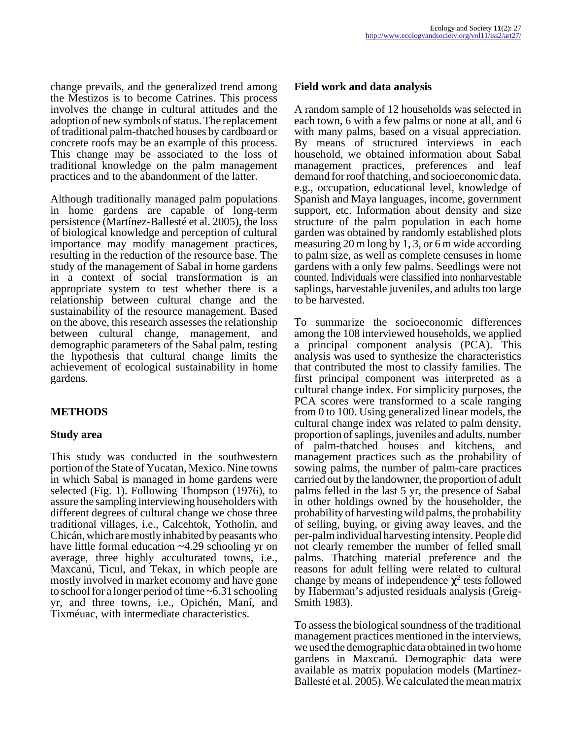change prevails, and the generalized trend among the Mestizos is to become Catrines. This process involves the change in cultural attitudes and the adoption of new symbols of status. The replacement of traditional palm-thatched houses by cardboard or concrete roofs may be an example of this process. This change may be associated to the loss of traditional knowledge on the palm management practices and to the abandonment of the latter.

Although traditionally managed palm populations in home gardens are capable of long-term persistence (Martínez-Ballesté et al. 2005), the loss of biological knowledge and perception of cultural importance may modify management practices, resulting in the reduction of the resource base. The study of the management of Sabal in home gardens in a context of social transformation is an appropriate system to test whether there is a relationship between cultural change and the sustainability of the resource management. Based on the above, this research assesses the relationship between cultural change, management, and demographic parameters of the Sabal palm, testing the hypothesis that cultural change limits the achievement of ecological sustainability in home gardens.

## METHODS

### Study area

This study was conducted in the southwestern portion of the State of Yucatan, Mexico. Nine towns in which Sabal is managed in home gardens were selected (Fig. 1). Following Thompson (1976), to assure the sampling interviewing householders with different degrees of cultural change we chose three traditional villages, i.e., Calcehtok, Yotholín, and Chicán, which are mostly inhabited by peasants who have little formal education ~4.29 schooling yr on average, three highly acculturated towns, i.e., Maxcanú, Ticul, and Tekax, in which people are mostly involved in market economy and have gone to school for a longer period of time ~6.31 schooling yr, and three towns, i.e., Opichén, Maní, and Tixméuac, with intermediate characteristics.

### Field work and data analysis

A random sample of 12 households was selected in each town, 6 with a few palms or none at all, and 6 with many palms, based on a visual appreciation. By means of structured interviews in each household, we obtained information about Sabal management practices, preferences and leaf demand for roof thatching, and socioeconomic data, e.g., occupation, educational level, knowledge of Spanish and Maya languages, income, government support, etc. Information about density and size structure of the palm population in each home garden was obtained by randomly established plots measuring 20 m long by 1, 3, or 6 m wide according to palm size, as well as complete censuses in home gardens with a only few palms. Seedlings were not counted. Individuals were classified into nonharvestable saplings, harvestable juveniles, and adults too large to be harvested.

To summarize the socioeconomic differences among the 108 interviewed households, we applied a principal component analysis (PCA). This analysis was used to synthesize the characteristics that contributed the most to classify families. The first principal component was interpreted as a cultural change index. For simplicity purposes, the PCA scores were transformed to a scale ranging from 0 to 100. Using generalized linear models, the cultural change index was related to palm density, proportion of saplings, juveniles and adults, number of palm-thatched houses and kitchens, and management practices such as the probability of sowing palms, the number of palm-care practices carried out by the landowner, the proportion of adult palms felled in the last 5 yr, the presence of Sabal in other holdings owned by the householder, the probability of harvesting wild palms, the probability of selling, buying, or giving away leaves, and the per-palm individual harvesting intensity. People did not clearly remember the number of felled small palms. Thatching material preference and the reasons for adult felling were related to cultural change by means of independence $\chi^2$ tests followed by Haberman's adjusted residuals analysis (Greig-Smith 1983).

To assess the biological soundness of the traditional management practices mentioned in the interviews, we used the demographic data obtained in two home gardens in Maxcanú. Demographic data were available as matrix population models (Martínez-Ballesté et al. 2005). We calculated the mean matrix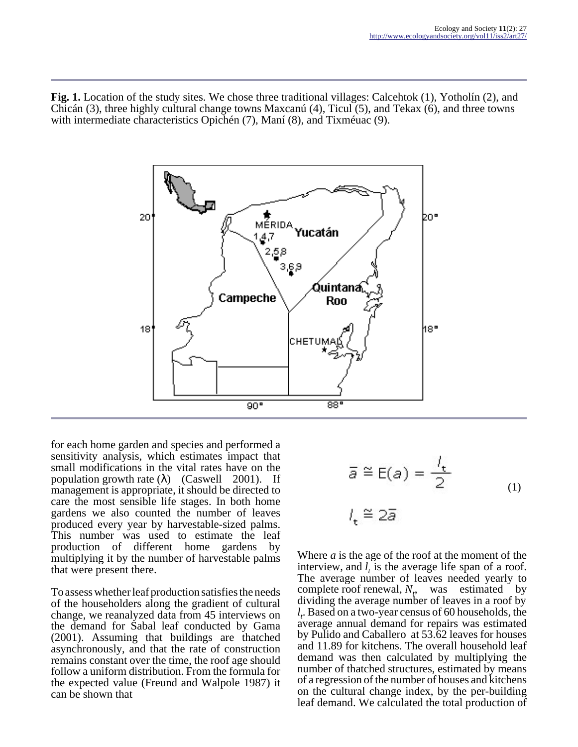**Fig. 1.** Location of the study sites. We chose three traditional villages: Calcehtok (1), Yotholín (2), and Chicán (3), three highly cultural change towns Maxcanú (4), Ticul (5), and Tekax (6), and three towns with intermediate characteristics Opichén (7), Maní (8), and Tixméuac (9).

for each home garden and species and performed a sensitivity analysis, which estimates impact that small modifications in the vital rates have on the population growth rate (λ) (Caswell 2001). If management is appropriate, it should be directed to care the most sensible life stages. In both home gardens we also counted the number of leaves produced every year by harvestable-sized palms. This number was used to estimate the leaf production of different home gardens by multiplying it by the number of harvestable palms that were present there.

To assess whether leaf production satisfies the needs of the householders along the gradient of cultural change, we reanalyzed data from 45 interviews on the demand for Sabal leaf conducted by Gama (2001). Assuming that buildings are thatched asynchronously, and that the rate of construction remains constant over the time, the roof age should follow a uniform distribution. From the formula for the expected value (Freund and Walpole 1987) it can be shown that

$$\bar{a} \cong E(a) = \frac{l_t}{2} \qquad (1)$$

$$l_t \cong 2\bar{a}$$

Where $a$ is the age of the roof at the moment of the interview, and $l_t$ is the average life span of a roof. The average number of leaves needed yearly to complete roof renewal, $N_t$, was estimated by dividing the average number of leaves in a roof by $l_t$. Based on a two-year census of 60 households, the average annual demand for repairs was estimated by Pulido and Caballero at 53.62 leaves for houses and 11.89 for kitchens. The overall household leaf demand was then calculated by multiplying the number of thatched structures, estimated by means of a regression of the number of houses and kitchens on the cultural change index, by the per-building leaf demand. We calculated the total production of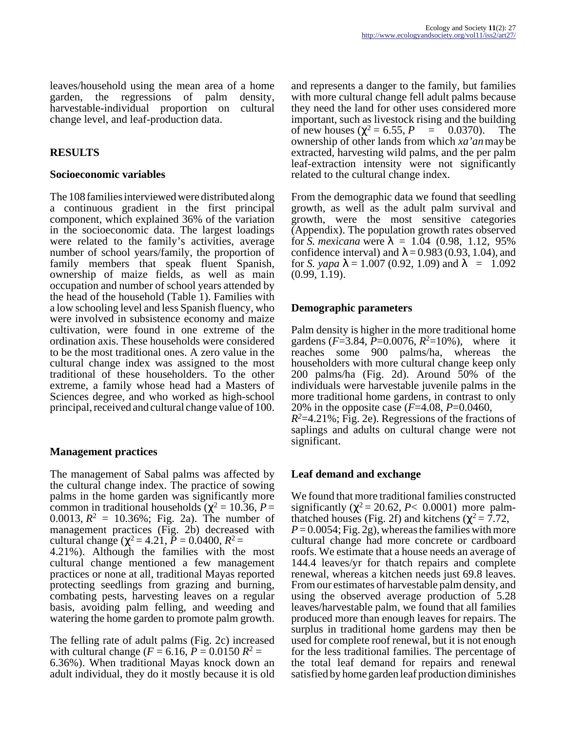leaves/household using the mean area of a home garden, the regressions of palm density, harvestable-individual proportion on cultural change level, and leaf-production data.

## RESULTS

### Socioeconomic variables

The 108 families interviewed were distributed along a continuous gradient in the first principal component, which explained 36% of the variation in the socioeconomic data. The largest loadings were related to the family's activities, average number of school years/family, the proportion of family members that speak fluent Spanish, ownership of maize fields, as well as main occupation and number of school years attended by the head of the household (Table 1). Families with a low schooling level and less Spanish fluency, who were involved in subsistence economy and maize cultivation, were found in one extreme of the ordination axis. These households were considered to be the most traditional ones. A zero value in the cultural change index was assigned to the most traditional of these householders. To the other extreme, a family whose head had a Masters of Sciences degree, and who worked as high-school principal, received and cultural change value of 100.

### Management practices

The management of Sabal palms was affected by the cultural change index. The practice of sowing palms in the home garden was significantly more common in traditional households ($\chi^2 = 10.36$, $P = 0.0013$, $R^2 = 10.36\%$; Fig. 2a). The number of management practices (Fig. 2b) decreased with cultural change ($\chi^2 = 4.21$, $P = 0.0400$, $R^2 = 4.21\%$). Although the families with the most cultural change mentioned a few management practices or none at all, traditional Mayas reported protecting seedlings from grazing and burning, combating pests, harvesting leaves on a regular basis, avoiding palm felling, and weeding and watering the home garden to promote palm growth.

The felling rate of adult palms (Fig. 2c) increased with cultural change ($F = 6.16$, $P = 0.0150$ $R^2 = 6.36\%$). When traditional Mayas knock down an adult individual, they do it mostly because it is old and represents a danger to the family, but families with more cultural change fell adult palms because they need the land for other uses considered more important, such as livestock rising and the building of new houses ($\chi^2 = 6.55$, $P = 0.0370$). The ownership of other lands from which *xa'an* may be extracted, harvesting wild palms, and the per palm leaf-extraction intensity were not significantly related to the cultural change index.

From the demographic data we found that seedling growth, as well as the adult palm survival and growth, were the most sensitive categories (Appendix). The population growth rates observed for *S. mexicana* were $\lambda = 1.04$ (0.98, 1.12, 95% confidence interval) and $\lambda = 0.983$ (0.93, 1.04), and for *S. yapa* $\lambda = 1.007$ (0.92, 1.09) and $\lambda = 1.092$ (0.99, 1.19).

### Demographic parameters

Palm density is higher in the more traditional home gardens ($F$=3.84, $P$=0.0076, $R^2$=10%), where it reaches some 900 palms/ha, whereas the householders with more cultural change keep only 200 palms/ha (Fig. 2d). Around 50% of the individuals were harvestable juvenile palms in the more traditional home gardens, in contrast to only 20% in the opposite case ($F$=4.08, $P$=0.0460, $R^2$=4.21%; Fig. 2e). Regressions of the fractions of saplings and adults on cultural change were not significant.

### Leaf demand and exchange

We found that more traditional families constructed significantly ($\chi^2 = 20.62$, $P < 0.0001$) more palm-thatched houses (Fig. 2f) and kitchens ($\chi^2 = 7.72$, $P = 0.0054$; Fig. 2g), whereas the families with more cultural change had more concrete or cardboard roofs. We estimate that a house needs an average of 144.4 leaves/yr for thatch repairs and complete renewal, whereas a kitchen needs just 69.8 leaves. From our estimates of harvestable palm density, and using the observed average production of 5.28 leaves/harvestable palm, we found that all families produced more than enough leaves for repairs. The surplus in traditional home gardens may then be used for complete roof renewal, but it is not enough for the less traditional families. The percentage of the total leaf demand for repairs and renewal satisfied by home garden leaf production diminishes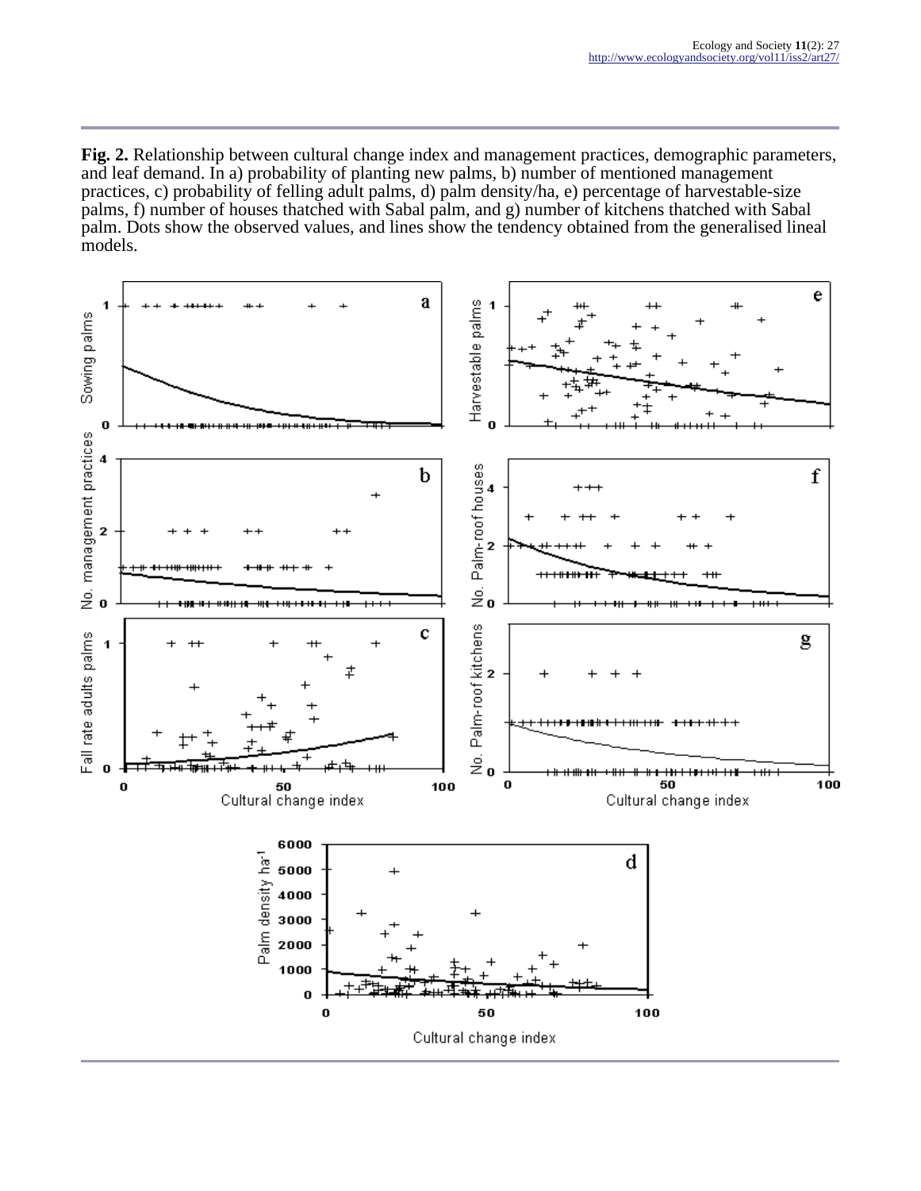**Fig. 2.** Relationship between cultural change index and management practices, demographic parameters, and leaf demand. In a) probability of planting new palms, b) number of mentioned management practices, c) probability of felling adult palms, d) palm density/ha, e) percentage of harvestable-size palms, f) number of houses thatched with Sabal palm, and g) number of kitchens thatched with Sabal palm. Dots show the observed values, and lines show the tendency obtained from the generalised lineal models.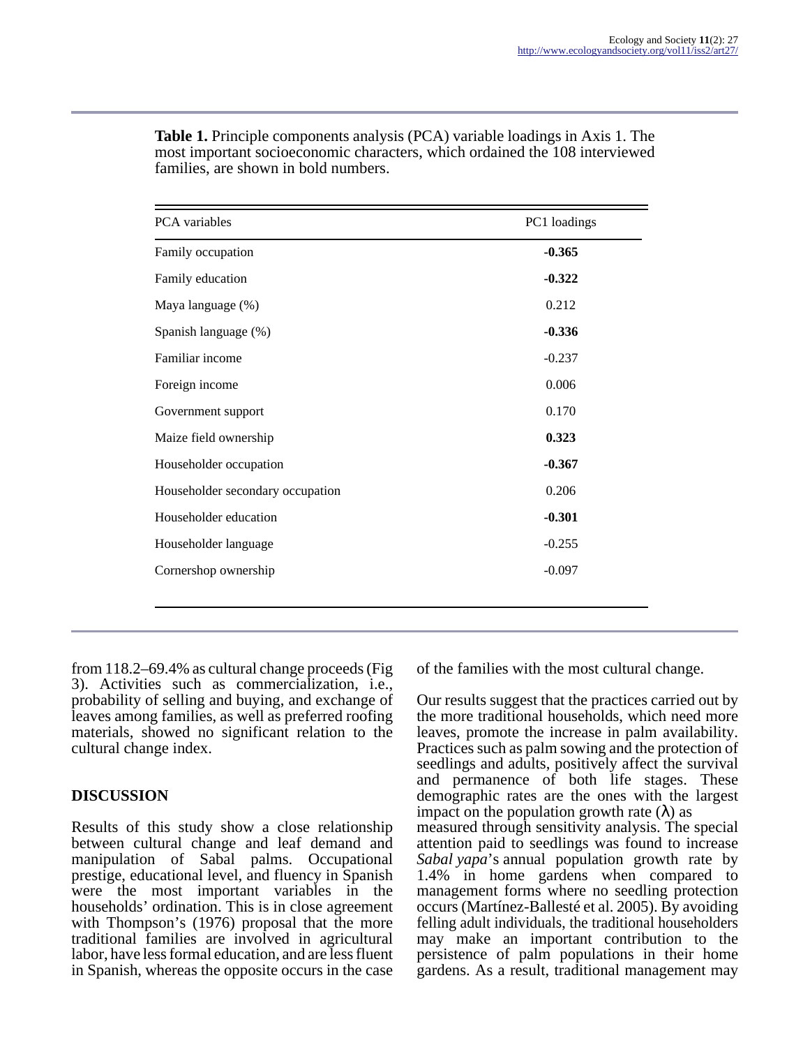**Table 1.** Principle components analysis (PCA) variable loadings in Axis 1. The most important socioeconomic characters, which ordained the 108 interviewed families, are shown in bold numbers.

| PCA variables | PC1 loadings |
|---|---|
| Family occupation | **-0.365** |
| Family education | **-0.322** |
| Maya language (%) | 0.212 |
| Spanish language (%) | **-0.336** |
| Familiar income | -0.237 |
| Foreign income | 0.006 |
| Government support | 0.170 |
| Maize field ownership | **0.323** |
| Householder occupation | **-0.367** |
| Householder secondary occupation | 0.206 |
| Householder education | **-0.301** |
| Householder language | -0.255 |
| Cornershop ownership | -0.097 |

from 118.2–69.4% as cultural change proceeds (Fig 3). Activities such as commercialization, i.e., probability of selling and buying, and exchange of leaves among families, as well as preferred roofing materials, showed no significant relation to the cultural change index.

## DISCUSSION

Results of this study show a close relationship between cultural change and leaf demand and manipulation of Sabal palms. Occupational prestige, educational level, and fluency in Spanish were the most important variables in the households' ordination. This is in close agreement with Thompson's (1976) proposal that the more traditional families are involved in agricultural labor, have less formal education, and are less fluent in Spanish, whereas the opposite occurs in the case of the families with the most cultural change.

Our results suggest that the practices carried out by the more traditional households, which need more leaves, promote the increase in palm availability. Practices such as palm sowing and the protection of seedlings and adults, positively affect the survival and permanence of both life stages. These demographic rates are the ones with the largest impact on the population growth rate ($\lambda$) as measured through sensitivity analysis. The special attention paid to seedlings was found to increase *Sabal yapa*'s annual population growth rate by 1.4% in home gardens when compared to management forms where no seedling protection occurs (Martínez-Ballesté et al. 2005). By avoiding felling adult individuals, the traditional householders may make an important contribution to the persistence of palm populations in their home gardens. As a result, traditional management may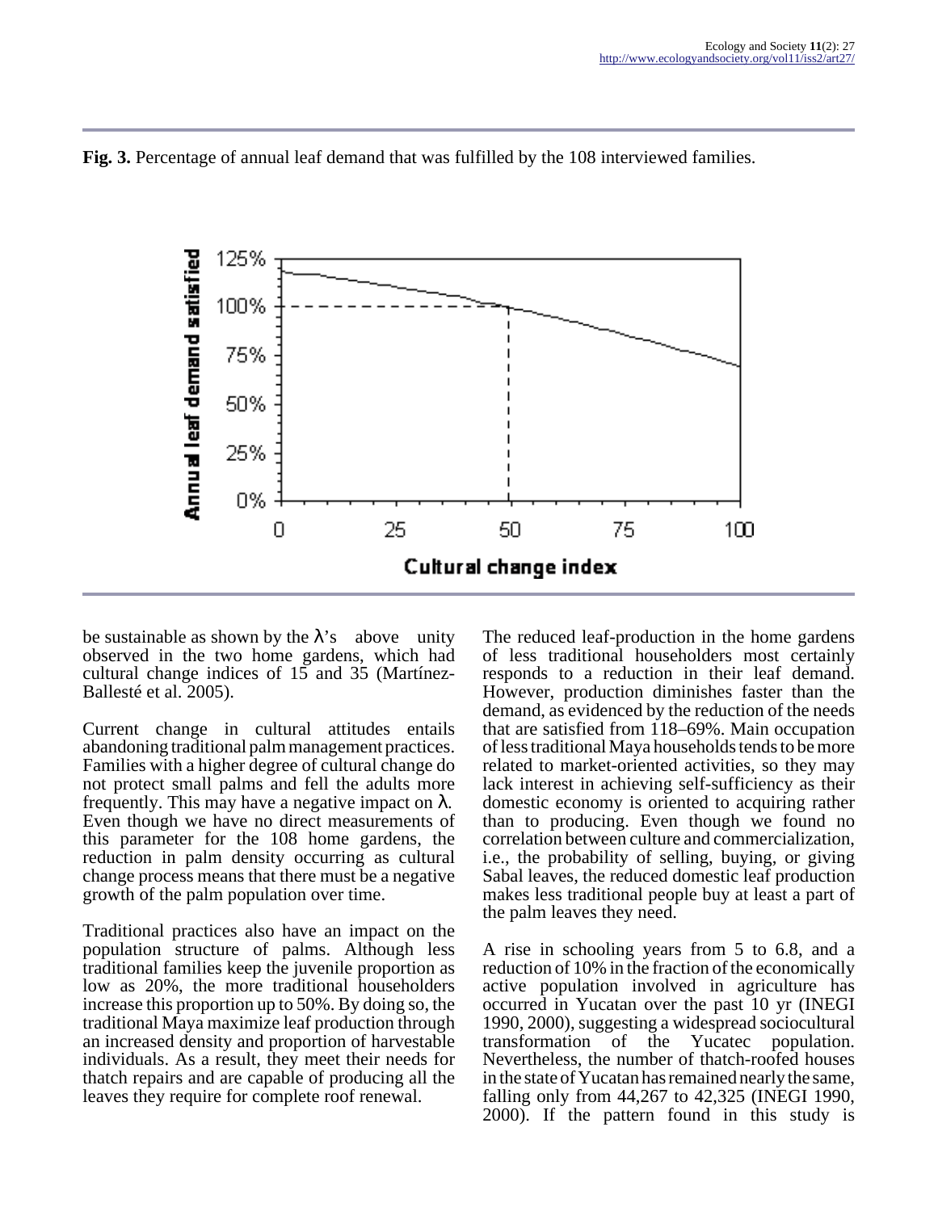**Fig. 3.** Percentage of annual leaf demand that was fulfilled by the 108 interviewed families.

be sustainable as shown by the λ's above unity observed in the two home gardens, which had cultural change indices of 15 and 35 (Martínez-Ballesté et al. 2005).

Current change in cultural attitudes entails abandoning traditional palm management practices. Families with a higher degree of cultural change do not protect small palms and fell the adults more frequently. This may have a negative impact on λ. Even though we have no direct measurements of this parameter for the 108 home gardens, the reduction in palm density occurring as cultural change process means that there must be a negative growth of the palm population over time.

Traditional practices also have an impact on the population structure of palms. Although less traditional families keep the juvenile proportion as low as 20%, the more traditional householders increase this proportion up to 50%. By doing so, the traditional Maya maximize leaf production through an increased density and proportion of harvestable individuals. As a result, they meet their needs for thatch repairs and are capable of producing all the leaves they require for complete roof renewal.

The reduced leaf-production in the home gardens of less traditional householders most certainly responds to a reduction in their leaf demand. However, production diminishes faster than the demand, as evidenced by the reduction of the needs that are satisfied from 118–69%. Main occupation of less traditional Maya households tends to be more related to market-oriented activities, so they may lack interest in achieving self-sufficiency as their domestic economy is oriented to acquiring rather than to producing. Even though we found no correlation between culture and commercialization, i.e., the probability of selling, buying, or giving Sabal leaves, the reduced domestic leaf production makes less traditional people buy at least a part of the palm leaves they need.

A rise in schooling years from 5 to 6.8, and a reduction of 10% in the fraction of the economically active population involved in agriculture has occurred in Yucatan over the past 10 yr (INEGI 1990, 2000), suggesting a widespread sociocultural transformation of the Yucatec population. Nevertheless, the number of thatch-roofed houses in the state of Yucatan has remained nearly the same, falling only from 44,267 to 42,325 (INEGI 1990, 2000). If the pattern found in this study is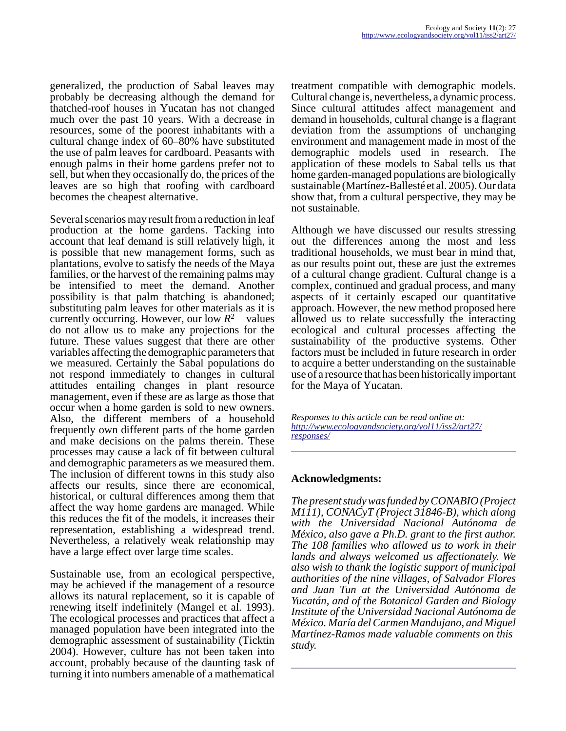generalized, the production of Sabal leaves may probably be decreasing although the demand for thatched-roof houses in Yucatan has not changed much over the past 10 years. With a decrease in resources, some of the poorest inhabitants with a cultural change index of 60–80% have substituted the use of palm leaves for cardboard. Peasants with enough palms in their home gardens prefer not to sell, but when they occasionally do, the prices of the leaves are so high that roofing with cardboard becomes the cheapest alternative.

Several scenarios may result from a reduction in leaf production at the home gardens. Tacking into account that leaf demand is still relatively high, it is possible that new management forms, such as plantations, evolve to satisfy the needs of the Maya families, or the harvest of the remaining palms may be intensified to meet the demand. Another possibility is that palm thatching is abandoned; substituting palm leaves for other materials as it is currently occurring. However, our low $R^2$ values do not allow us to make any projections for the future. These values suggest that there are other variables affecting the demographic parameters that we measured. Certainly the Sabal populations do not respond immediately to changes in cultural attitudes entailing changes in plant resource management, even if these are as large as those that occur when a home garden is sold to new owners. Also, the different members of a household frequently own different parts of the home garden and make decisions on the palms therein. These processes may cause a lack of fit between cultural and demographic parameters as we measured them. The inclusion of different towns in this study also affects our results, since there are economical, historical, or cultural differences among them that affect the way home gardens are managed. While this reduces the fit of the models, it increases their representation, establishing a widespread trend. Nevertheless, a relatively weak relationship may have a large effect over large time scales.

Sustainable use, from an ecological perspective, may be achieved if the management of a resource allows its natural replacement, so it is capable of renewing itself indefinitely (Mangel et al. 1993). The ecological processes and practices that affect a managed population have been integrated into the demographic assessment of sustainability (Ticktin 2004). However, culture has not been taken into account, probably because of the daunting task of turning it into numbers amenable of a mathematical treatment compatible with demographic models. Cultural change is, nevertheless, a dynamic process. Since cultural attitudes affect management and demand in households, cultural change is a flagrant deviation from the assumptions of unchanging environment and management made in most of the demographic models used in research. The application of these models to Sabal tells us that home garden-managed populations are biologically sustainable (Martínez-Ballesté et al. 2005). Our data show that, from a cultural perspective, they may be not sustainable.

Although we have discussed our results stressing out the differences among the most and less traditional households, we must bear in mind that, as our results point out, these are just the extremes of a cultural change gradient. Cultural change is a complex, continued and gradual process, and many aspects of it certainly escaped our quantitative approach. However, the new method proposed here allowed us to relate successfully the interacting ecological and cultural processes affecting the sustainability of the productive systems. Other factors must be included in future research in order to acquire a better understanding on the sustainable use of a resource that has been historically important for the Maya of Yucatan.

*Responses to this article can be read online at:*
*http://www.ecologyandsociety.org/vol11/iss2/art27/responses/*

## Acknowledgments:

*The present study was funded by CONABIO (Project M111), CONACyT (Project 31846-B), which along with the Universidad Nacional Autónoma de México, also gave a Ph.D. grant to the first author. The 108 families who allowed us to work in their lands and always welcomed us affectionately. We also wish to thank the logistic support of municipal authorities of the nine villages, of Salvador Flores and Juan Tun at the Universidad Autónoma de Yucatán, and of the Botanical Garden and Biology Institute of the Universidad Nacional Autónoma de México. María del Carmen Mandujano, and Miguel Martínez-Ramos made valuable comments on this study.*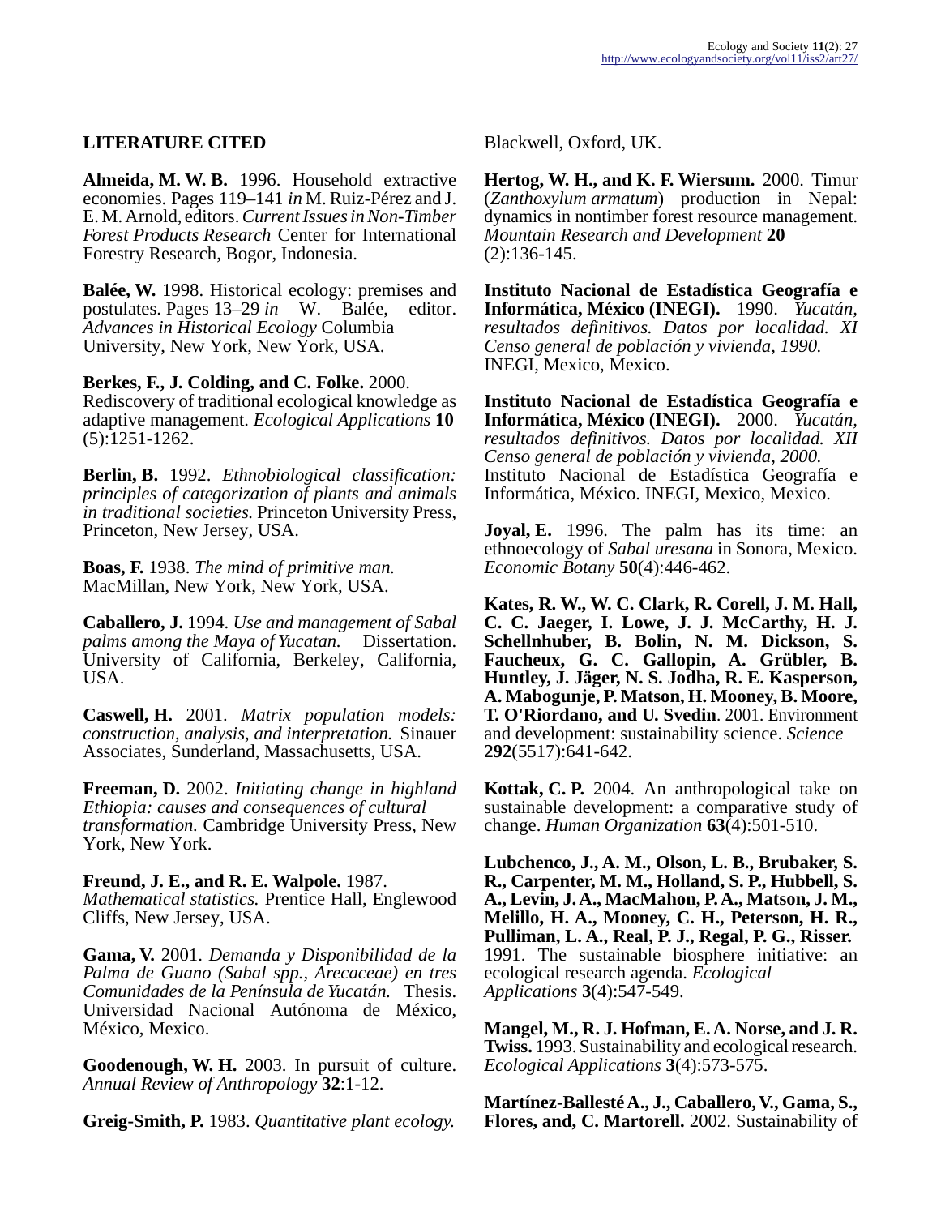## LITERATURE CITED

**Almeida, M. W. B.** 1996. Household extractive economies. Pages 119–141 *in* M. Ruiz-Pérez and J. E. M. Arnold, editors. *Current Issues in Non-Timber Forest Products Research* Center for International Forestry Research, Bogor, Indonesia.

**Balée, W.** 1998. Historical ecology: premises and postulates. Pages 13–29 *in* W. Balée, editor. *Advances in Historical Ecology* Columbia University, New York, New York, USA.

**Berkes, F., J. Colding, and C. Folke.** 2000. Rediscovery of traditional ecological knowledge as adaptive management. *Ecological Applications* **10** (5):1251-1262.

**Berlin, B.** 1992. *Ethnobiological classification: principles of categorization of plants and animals in traditional societies.* Princeton University Press, Princeton, New Jersey, USA.

**Boas, F.** 1938. *The mind of primitive man.* MacMillan, New York, New York, USA.

**Caballero, J.** 1994. *Use and management of Sabal palms among the Maya of Yucatan.* Dissertation. University of California, Berkeley, California, USA.

**Caswell, H.** 2001. *Matrix population models: construction, analysis, and interpretation.* Sinauer Associates, Sunderland, Massachusetts, USA.

**Freeman, D.** 2002. *Initiating change in highland Ethiopia: causes and consequences of cultural transformation.* Cambridge University Press, New York, New York.

**Freund, J. E., and R. E. Walpole.** 1987. *Mathematical statistics.* Prentice Hall, Englewood Cliffs, New Jersey, USA.

**Gama, V.** 2001. *Demanda y Disponibilidad de la Palma de Guano (Sabal spp., Arecaceae) en tres Comunidades de la Península de Yucatán.* Thesis. Universidad Nacional Autónoma de México, México, Mexico.

**Goodenough, W. H.** 2003. In pursuit of culture. *Annual Review of Anthropology* **32**:1-12.

**Greig-Smith, P.** 1983. *Quantitative plant ecology.* Blackwell, Oxford, UK.

**Hertog, W. H., and K. F. Wiersum.** 2000. Timur (*Zanthoxylum armatum*) production in Nepal: dynamics in nontimber forest resource management. *Mountain Research and Development* **20** (2):136-145.

**Instituto Nacional de Estadística Geografía e Informática, México (INEGI).** 1990. *Yucatán, resultados definitivos. Datos por localidad. XI Censo general de población y vivienda, 1990.* INEGI, Mexico, Mexico.

**Instituto Nacional de Estadística Geografía e Informática, México (INEGI).** 2000. *Yucatán, resultados definitivos. Datos por localidad. XII Censo general de población y vivienda, 2000.* Instituto Nacional de Estadística Geografía e Informática, México. INEGI, Mexico, Mexico.

**Joyal, E.** 1996. The palm has its time: an ethnoecology of *Sabal uresana* in Sonora, Mexico. *Economic Botany* **50**(4):446-462.

**Kates, R. W., W. C. Clark, R. Corell, J. M. Hall, C. C. Jaeger, I. Lowe, J. J. McCarthy, H. J. Schellnhuber, B. Bolin, N. M. Dickson, S. Faucheux, G. C. Gallopin, A. Grübler, B. Huntley, J. Jäger, N. S. Jodha, R. E. Kasperson, A. Mabogunje, P. Matson, H. Mooney, B. Moore, T. O'Riordano, and U. Svedin**. 2001. Environment and development: sustainability science. *Science* **292**(5517):641-642.

**Kottak, C. P.** 2004. An anthropological take on sustainable development: a comparative study of change. *Human Organization* **63**(4):501-510.

**Lubchenco, J., A. M., Olson, L. B., Brubaker, S. R., Carpenter, M. M., Holland, S. P., Hubbell, S. A., Levin, J. A., MacMahon, P. A., Matson, J. M., Melillo, H. A., Mooney, C. H., Peterson, H. R., Pulliman, L. A., Real, P. J., Regal, P. G., Risser.** 1991. The sustainable biosphere initiative: an ecological research agenda. *Ecological Applications* **3**(4):547-549.

**Mangel, M., R. J. Hofman, E. A. Norse, and J. R. Twiss.** 1993. Sustainability and ecological research. *Ecological Applications* **3**(4):573-575.

**Martínez-Ballesté A., J., Caballero, V., Gama, S., Flores, and, C. Martorell.** 2002. Sustainability of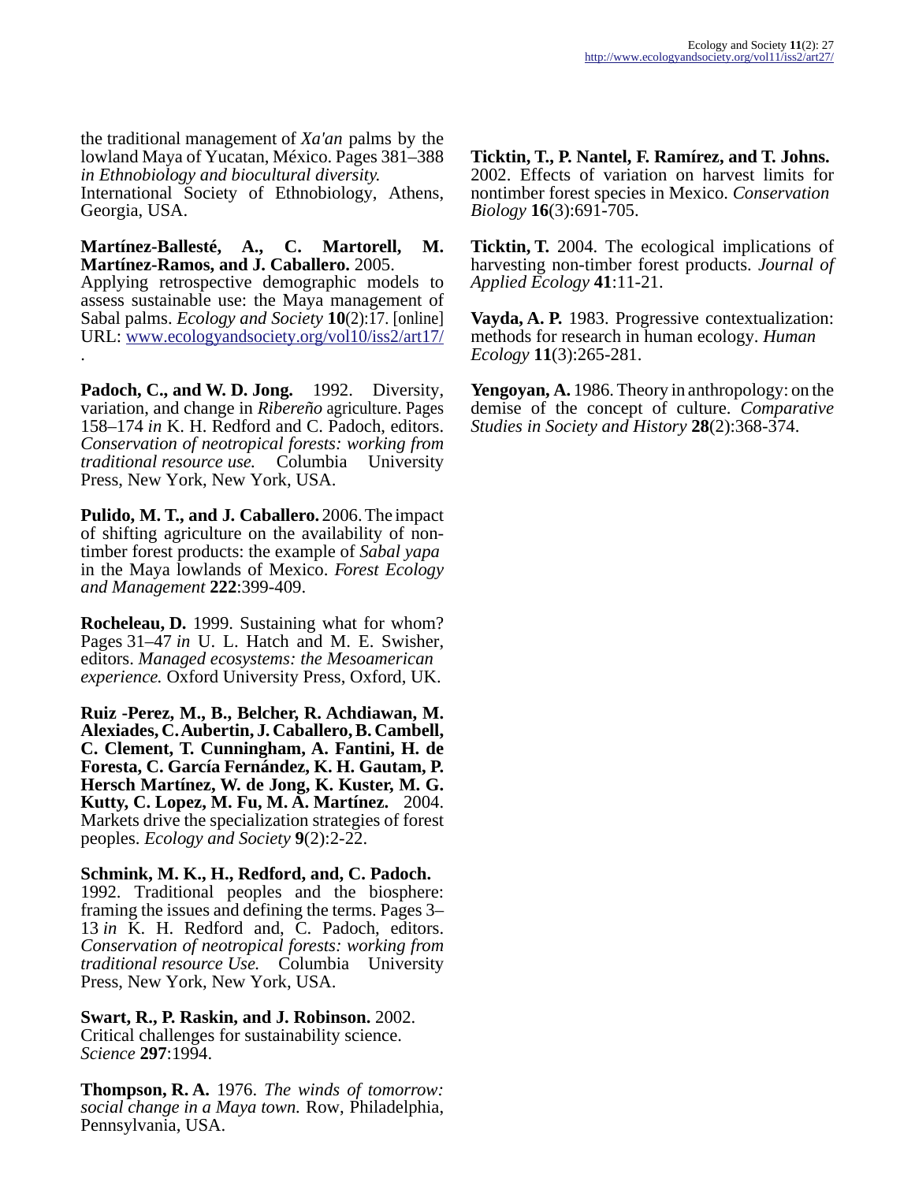the traditional management of *Xa'an* palms by the lowland Maya of Yucatan, México. Pages 381–388 *in Ethnobiology and biocultural diversity.* International Society of Ethnobiology, Athens, Georgia, USA.

**Martínez-Ballesté, A., C. Martorell, M. Martínez-Ramos, and J. Caballero.** 2005. Applying retrospective demographic models to assess sustainable use: the Maya management of Sabal palms. *Ecology and Society* **10**(2):17. [online] URL: www.ecologyandsociety.org/vol10/iss2/art17/ .

**Padoch, C., and W. D. Jong.** 1992. Diversity, variation, and change in *Ribereño* agriculture. Pages 158–174 *in* K. H. Redford and C. Padoch, editors. *Conservation of neotropical forests: working from traditional resource use.* Columbia University Press, New York, New York, USA.

**Pulido, M. T., and J. Caballero.** 2006. The impact of shifting agriculture on the availability of non-timber forest products: the example of *Sabal yapa* in the Maya lowlands of Mexico. *Forest Ecology and Management* **222**:399-409.

**Rocheleau, D.** 1999. Sustaining what for whom? Pages 31–47 *in* U. L. Hatch and M. E. Swisher, editors. *Managed ecosystems: the Mesoamerican experience.* Oxford University Press, Oxford, UK.

**Ruiz -Perez, M., B., Belcher, R. Achdiawan, M. Alexiades, C. Aubertin, J. Caballero, B. Cambell, C. Clement, T. Cunningham, A. Fantini, H. de Foresta, C. García Fernández, K. H. Gautam, P. Hersch Martínez, W. de Jong, K. Kuster, M. G. Kutty, C. Lopez, M. Fu, M. A. Martínez.** 2004. Markets drive the specialization strategies of forest peoples. *Ecology and Society* **9**(2):2-22.

**Schmink, M. K., H., Redford, and, C. Padoch.** 1992. Traditional peoples and the biosphere: framing the issues and defining the terms. Pages 3–13 *in* K. H. Redford and, C. Padoch. editors. *Conservation of neotropical forests: working from traditional resource Use.* Columbia University Press, New York, New York, USA.

**Swart, R., P. Raskin, and J. Robinson.** 2002. Critical challenges for sustainability science. *Science* **297**:1994.

**Thompson, R. A.** 1976. *The winds of tomorrow: social change in a Maya town.* Row, Philadelphia, Pennsylvania, USA.

**Ticktin, T., P. Nantel, F. Ramírez, and T. Johns.** 2002. Effects of variation on harvest limits for nontimber forest species in Mexico. *Conservation Biology* **16**(3):691-705.

**Ticktin, T.** 2004. The ecological implications of harvesting non-timber forest products. *Journal of Applied Ecology* **41**:11-21.

**Vayda, A. P.** 1983. Progressive contextualization: methods for research in human ecology. *Human Ecology* **11**(3):265-281.

**Yengoyan, A.** 1986. Theory in anthropology: on the demise of the concept of culture. *Comparative Studies in Society and History* **28**(2):368-374.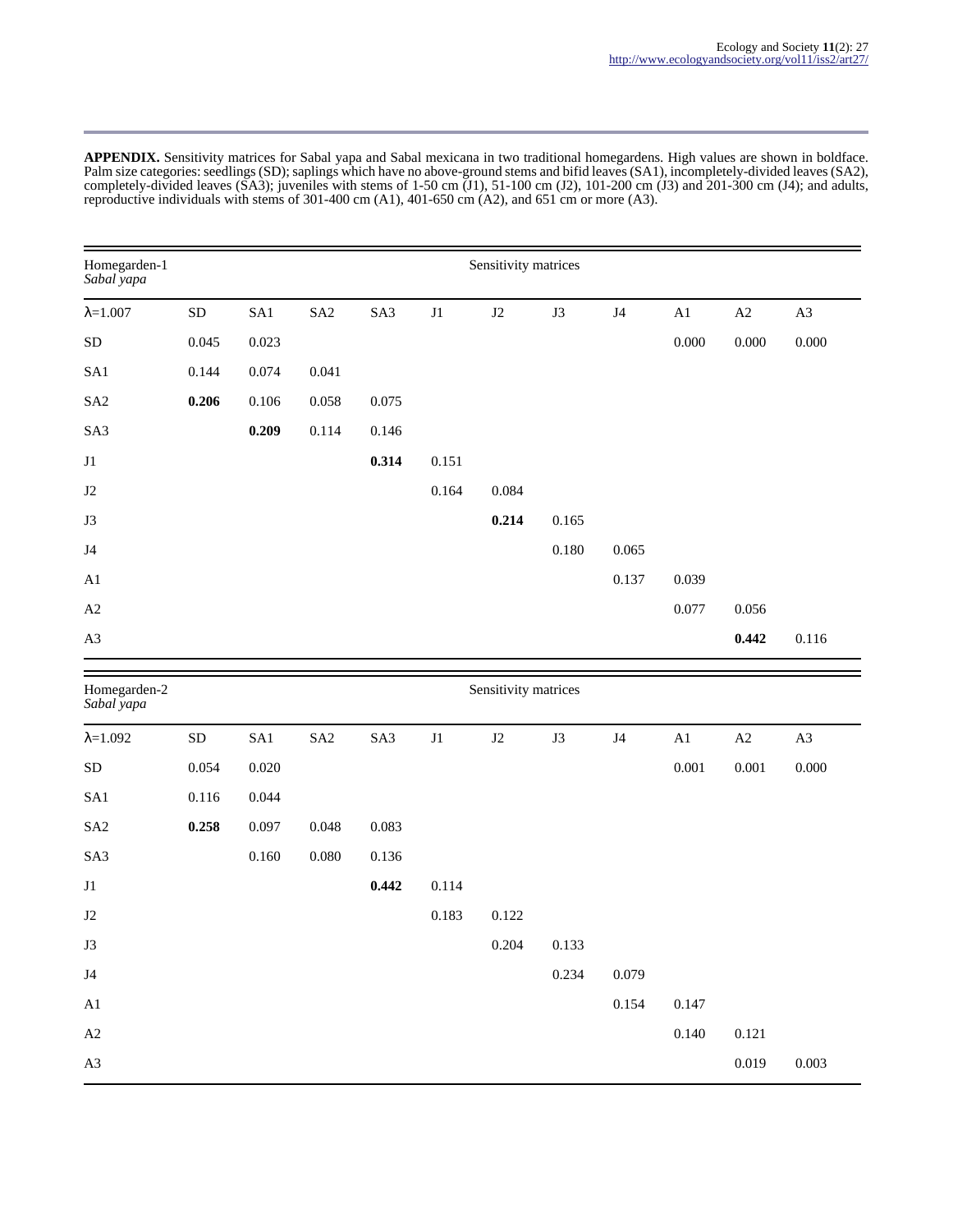**APPENDIX.** Sensitivity matrices for Sabal yapa and Sabal mexicana in two traditional homegardens. High values are shown in boldface. Palm size categories: seedlings (SD); saplings which have no above-ground stems and bifid leaves (SA1), incompletely-divided leaves (SA2), completely-divided leaves (SA3); juveniles with stems of 1-50 cm (J1), 51-100 cm (J2), 101-200 cm (J3) and 201-300 cm (J4); and adults, reproductive individuals with stems of 301-400 cm (A1), 401-650 cm (A2), and 651 cm or more (A3).

| Homegarden-1 *Sabal yapa* | Sensitivity matrices | | | | | | | | | | |
|---|---|---|---|---|---|---|---|---|---|---|---|
| λ=1.007 | SD | SA1 | SA2 | SA3 | J1 | J2 | J3 | J4 | A1 | A2 | A3 |
| SD | 0.045 | 0.023 | | | | | | | 0.000 | 0.000 | 0.000 |
| SA1 | 0.144 | 0.074 | 0.041 | | | | | | | | |
| SA2 | **0.206** | 0.106 | 0.058 | 0.075 | | | | | | | |
| SA3 | | **0.209** | 0.114 | 0.146 | | | | | | | |
| J1 | | | | **0.314** | 0.151 | | | | | | |
| J2 | | | | | 0.164 | 0.084 | | | | | |
| J3 | | | | | | **0.214** | 0.165 | | | | |
| J4 | | | | | | | 0.180 | 0.065 | | | |
| A1 | | | | | | | | 0.137 | 0.039 | | |
| A2 | | | | | | | | | 0.077 | 0.056 | |
| A3 | | | | | | | | | | **0.442** | 0.116 |

| Homegarden-2 *Sabal yapa* | Sensitivity matrices | | | | | | | | | | |
|---|---|---|---|---|---|---|---|---|---|---|---|
| λ=1.092 | SD | SA1 | SA2 | SA3 | J1 | J2 | J3 | J4 | A1 | A2 | A3 |
| SD | 0.054 | 0.020 | | | | | | | 0.001 | 0.001 | 0.000 |
| SA1 | 0.116 | 0.044 | | | | | | | | | |
| SA2 | **0.258** | 0.097 | 0.048 | 0.083 | | | | | | | |
| SA3 | | 0.160 | 0.080 | 0.136 | | | | | | | |
| J1 | | | | **0.442** | 0.114 | | | | | | |
| J2 | | | | | 0.183 | 0.122 | | | | | |
| J3 | | | | | | 0.204 | 0.133 | | | | |
| J4 | | | | | | | 0.234 | 0.079 | | | |
| A1 | | | | | | | | 0.154 | 0.147 | | |
| A2 | | | | | | | | | 0.140 | 0.121 | |
| A3 | | | | | | | | | | 0.019 | 0.003 |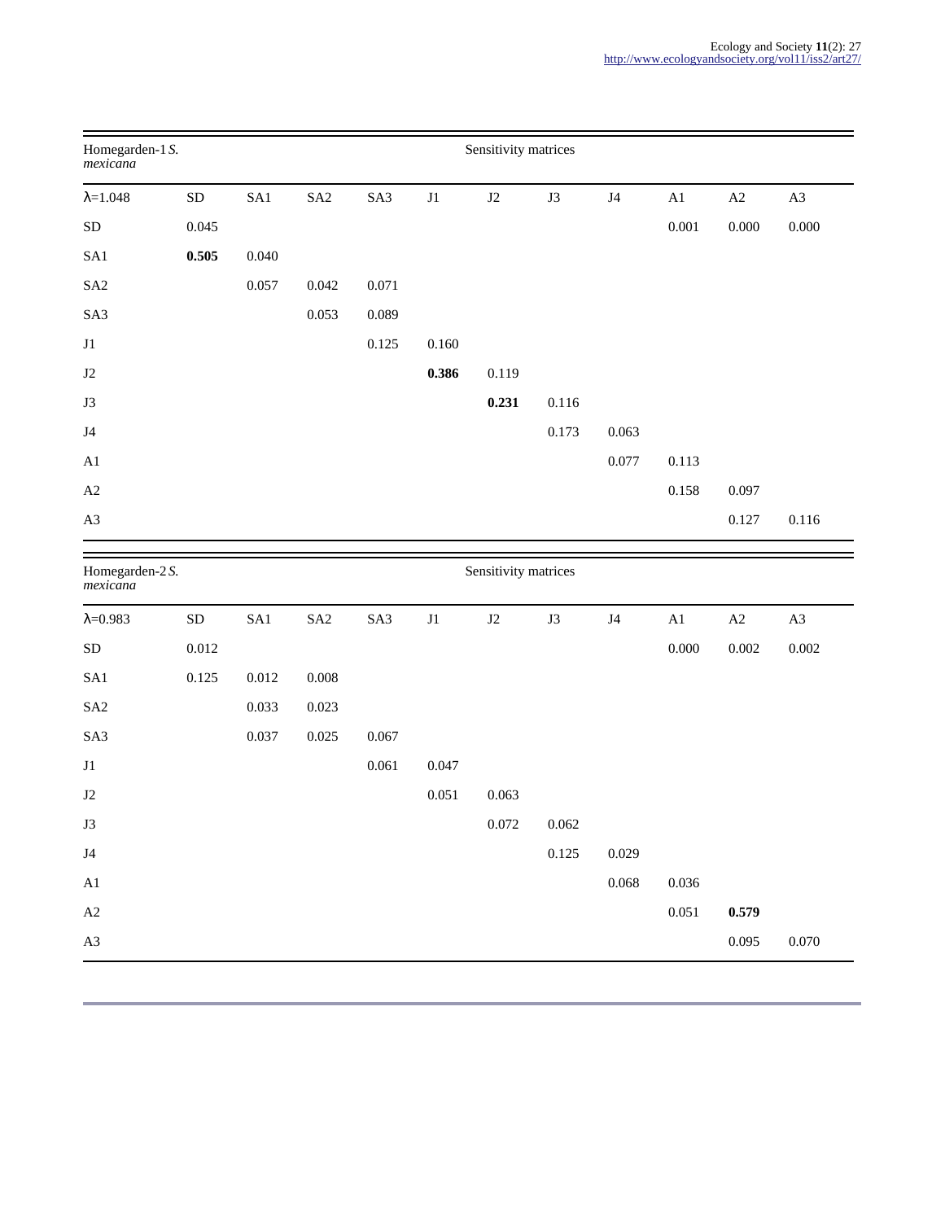| Homegarden-1 *S. mexicana* | | | | | | Sensitivity matrices | | | | | |
|---|---|---|---|---|---|---|---|---|---|---|---|
| λ=1.048 | SD | SA1 | SA2 | SA3 | J1 | J2 | J3 | J4 | A1 | A2 | A3 |
| SD | 0.045 | | | | | | | | 0.001 | 0.000 | 0.000 |
| SA1 | **0.505** | 0.040 | | | | | | | | | |
| SA2 | | 0.057 | 0.042 | 0.071 | | | | | | | |
| SA3 | | | 0.053 | 0.089 | | | | | | | |
| J1 | | | | 0.125 | 0.160 | | | | | | |
| J2 | | | | | **0.386** | 0.119 | | | | | |
| J3 | | | | | | **0.231** | 0.116 | | | | |
| J4 | | | | | | | 0.173 | 0.063 | | | |
| A1 | | | | | | | | 0.077 | 0.113 | | |
| A2 | | | | | | | | | 0.158 | 0.097 | |
| A3 | | | | | | | | | | 0.127 | 0.116 |

| Homegarden-2 *S. mexicana* | | | | | | Sensitivity matrices | | | | | |
|---|---|---|---|---|---|---|---|---|---|---|---|
| λ=0.983 | SD | SA1 | SA2 | SA3 | J1 | J2 | J3 | J4 | A1 | A2 | A3 |
| SD | 0.012 | | | | | | | | 0.000 | 0.002 | 0.002 |
| SA1 | 0.125 | 0.012 | 0.008 | | | | | | | | |
| SA2 | | 0.033 | 0.023 | | | | | | | | |
| SA3 | | 0.037 | 0.025 | 0.067 | | | | | | | |
| J1 | | | | 0.061 | 0.047 | | | | | | |
| J2 | | | | | 0.051 | 0.063 | | | | | |
| J3 | | | | | | 0.072 | 0.062 | | | | |
| J4 | | | | | | | 0.125 | 0.029 | | | |
| A1 | | | | | | | | 0.068 | 0.036 | | |
| A2 | | | | | | | | | 0.051 | **0.579** | |
| A3 | | | | | | | | | | 0.095 | 0.070 |